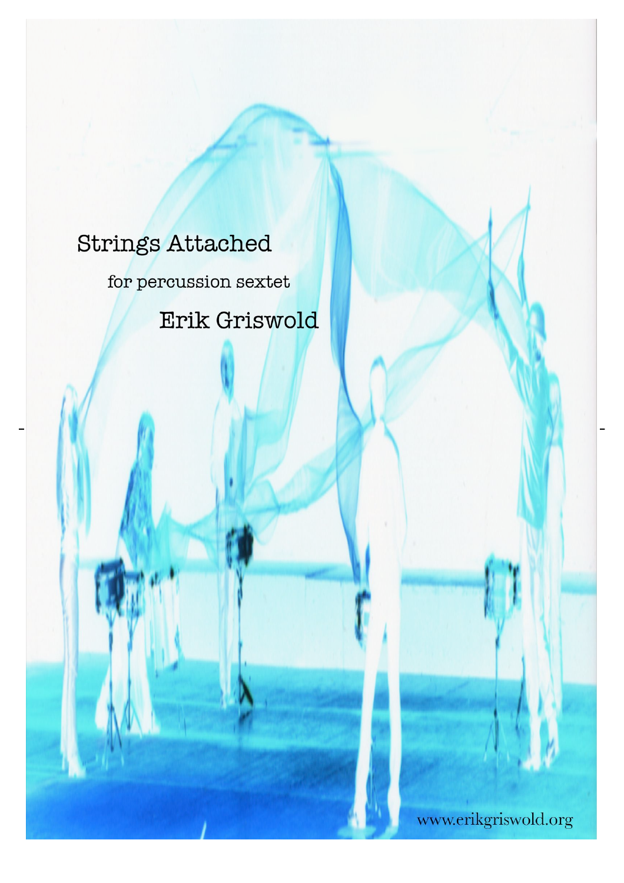# Strings Attached

for percussion sextet

## Erik Griswold

www.erikgriswold.org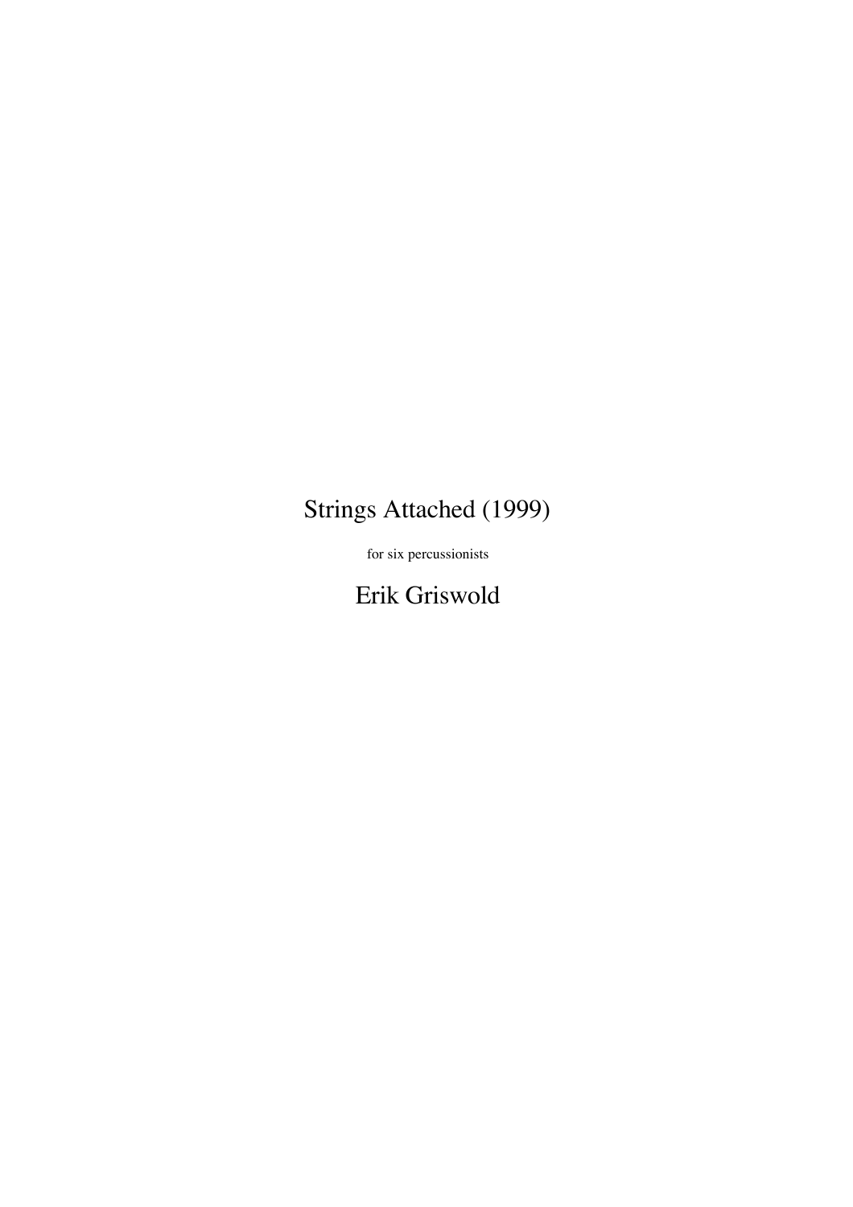# Strings Attached (1999)

for six percussionists

## Erik Griswold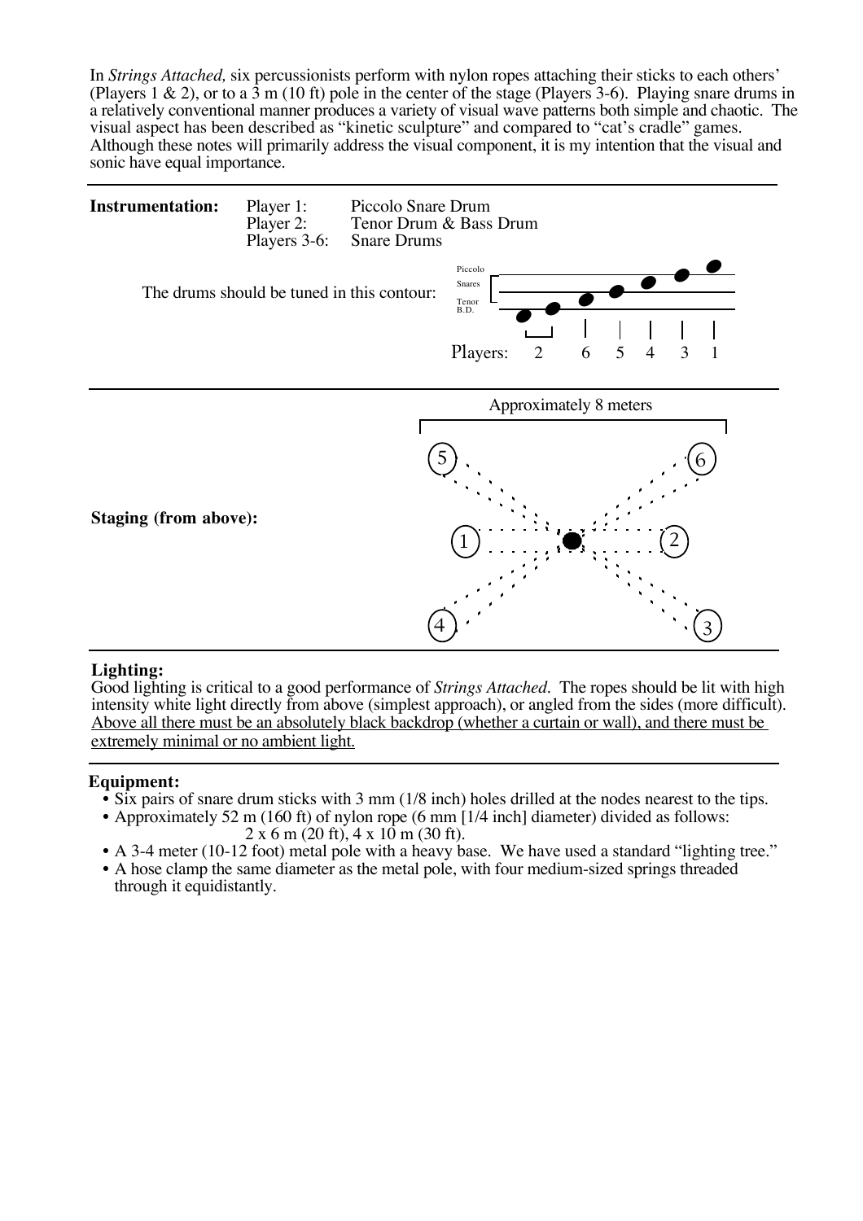In *Strings Attached,* six percussionists perform with nylon ropes attaching their sticks to each others' (Players 1 & 2), or to a 3 m (10 ft) pole in the center of the stage (Players 3-6). Playing snare drums in a relatively conventional manner produces a variety of visual wave patterns both simple and chaotic. The visual aspect has been described as "kinetic sculpture" and compared to "cat's cradle" games. Although these notes will primarily address the visual component, it is my intention that the visual and sonic have equal importance.

---

**Instrumentation:**

| | |
|---|---|
| Player 1: | Piccolo Snare Drum |
| Player 2: | Tenor Drum & Bass Drum |
| Players 3-6: | Snare Drums |

The drums should be tuned in this contour:

Piccolo / Snares / Tenor / B.D.

Players: 2 6 5 4 3 1

---

**Staging (from above):**

Approximately 8 meters

5 6 1 2 4 3

---

**Lighting:**

Good lighting is critical to a good performance of *Strings Attached*. The ropes should be lit with high intensity white light directly from above (simplest approach), or angled from the sides (more difficult). Above all there must be an absolutely black backdrop (whether a curtain or wall), and there must be extremely minimal or no ambient light.

---

**Equipment:**

- Six pairs of snare drum sticks with 3 mm (1/8 inch) holes drilled at the nodes nearest to the tips.
- Approximately 52 m (160 ft) of nylon rope (6 mm [1/4 inch] diameter) divided as follows: 2 x 6 m (20 ft), 4 x 10 m (30 ft).
- A 3-4 meter (10-12 foot) metal pole with a heavy base. We have used a standard "lighting tree."
- A hose clamp the same diameter as the metal pole, with four medium-sized springs threaded through it equidistantly.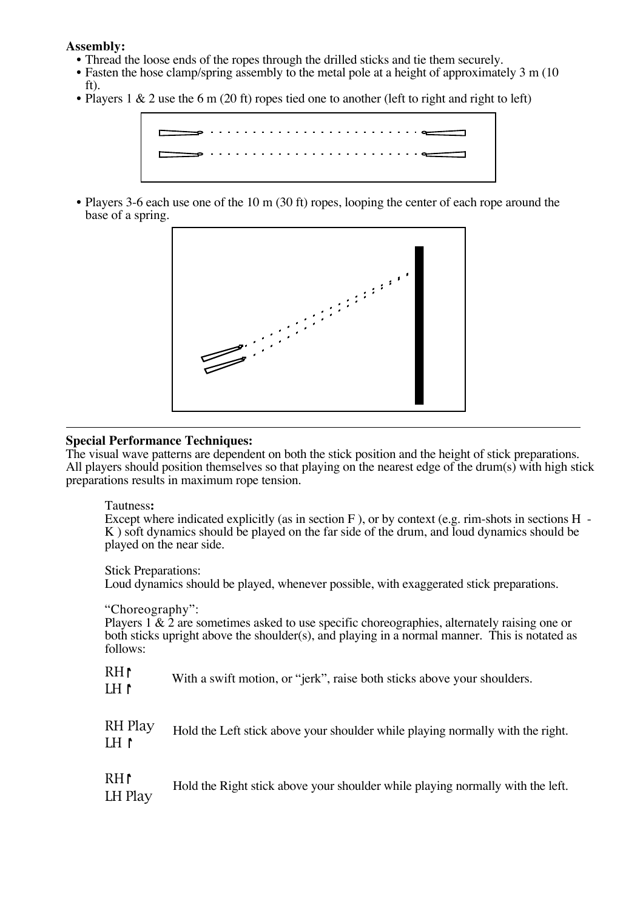**Assembly:**

- Thread the loose ends of the ropes through the drilled sticks and tie them securely.
- Fasten the hose clamp/spring assembly to the metal pole at a height of approximately 3 m (10 ft).
- Players 1 & 2 use the 6 m (20 ft) ropes tied one to another (left to right and right to left)

- Players 3-6 each use one of the 10 m (30 ft) ropes, looping the center of each rope around the base of a spring.

---

**Special Performance Techniques:**

The visual wave patterns are dependent on both the stick position and the height of stick preparations. All players should position themselves so that playing on the nearest edge of the drum(s) with high stick preparations results in maximum rope tension.

Tautness**:**
Except where indicated explicitly (as in section F ), or by context (e.g. rim-shots in sections H - K ) soft dynamics should be played on the far side of the drum, and loud dynamics should be played on the near side.

Stick Preparations:
Loud dynamics should be played, whenever possible, with exaggerated stick preparations.

"Choreography":
Players 1 & 2 are sometimes asked to use specific choreographies, alternately raising one or both sticks upright above the shoulder(s), and playing in a normal manner. This is notated as follows:

| | |
|---|---|
| RH ↾<br>LH ↾ | With a swift motion, or "jerk", raise both sticks above your shoulders. |
| RH Play<br>LH ↾ | Hold the Left stick above your shoulder while playing normally with the right. |
| RH ↾<br>LH Play | Hold the Right stick above your shoulder while playing normally with the left. |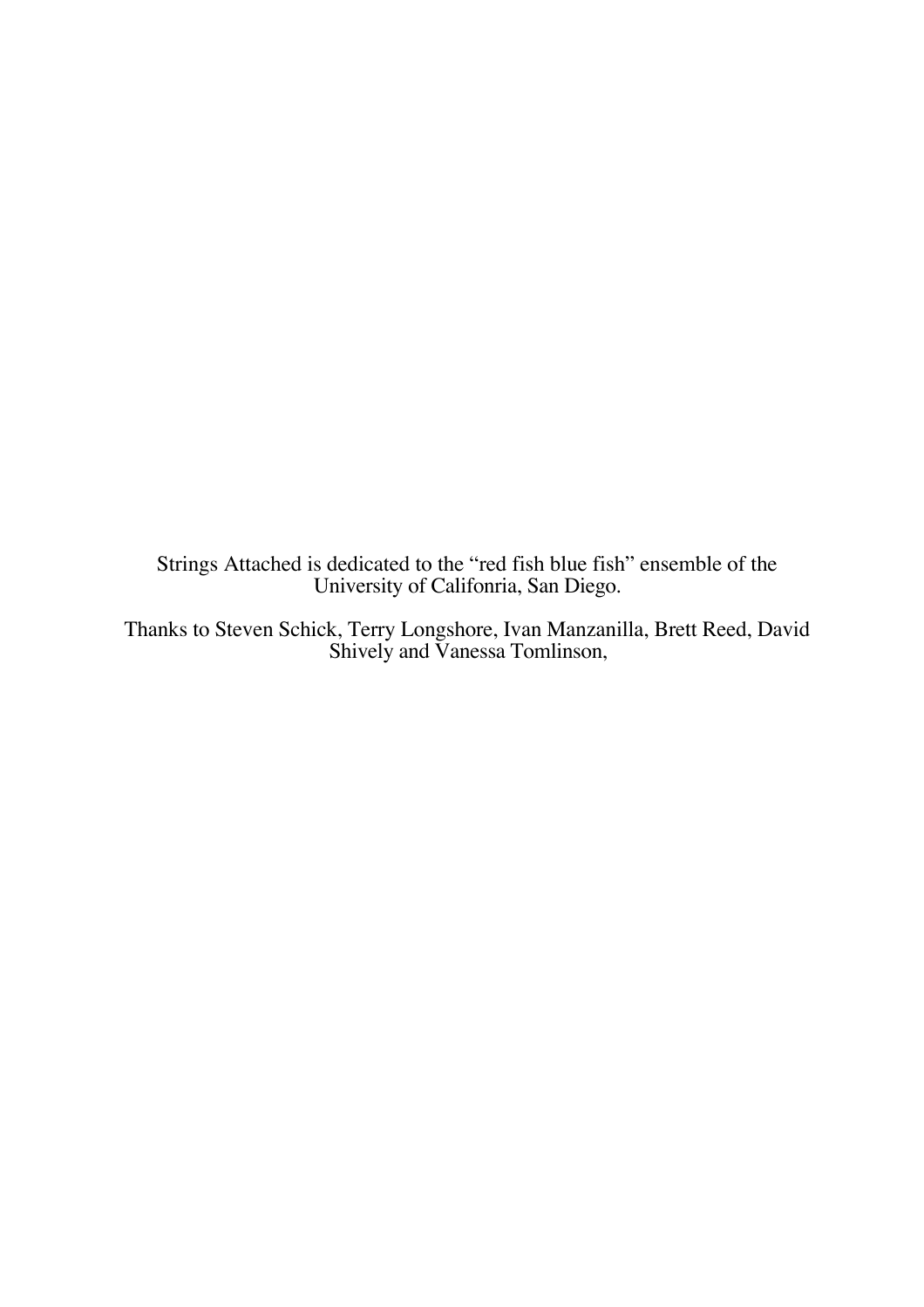Strings Attached is dedicated to the “red fish blue fish” ensemble of the University of Califonria, San Diego.

Thanks to Steven Schick, Terry Longshore, Ivan Manzanilla, Brett Reed, David Shively and Vanessa Tomlinson,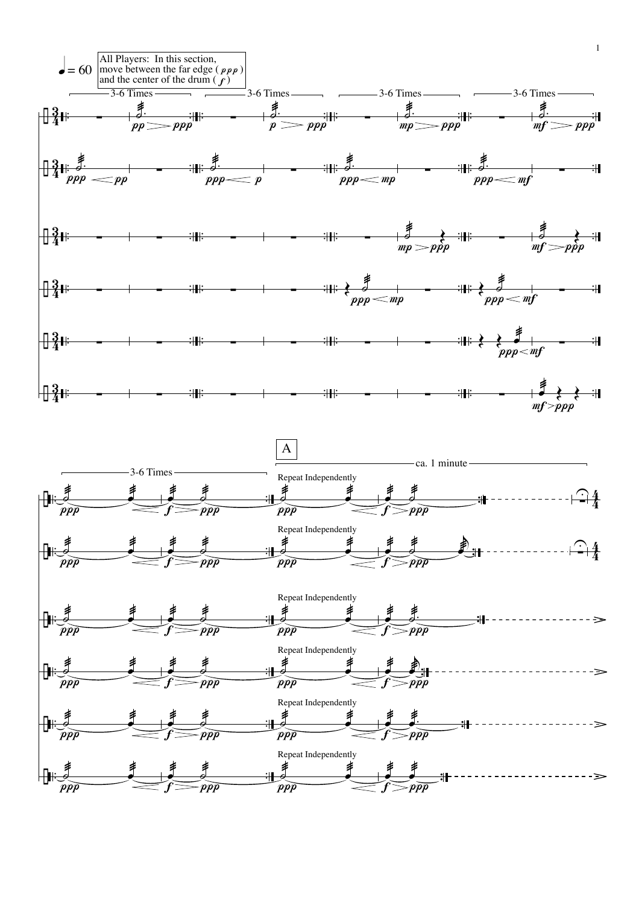♩ = 60

All Players: In this section, move between the far edge (*ppp*) and the center of the drum (*f*)

3-6 Times — 3-6 Times — 3-6 Times — 3-6 Times

3-6 Times

A

Repeat Independently — ca. 1 minute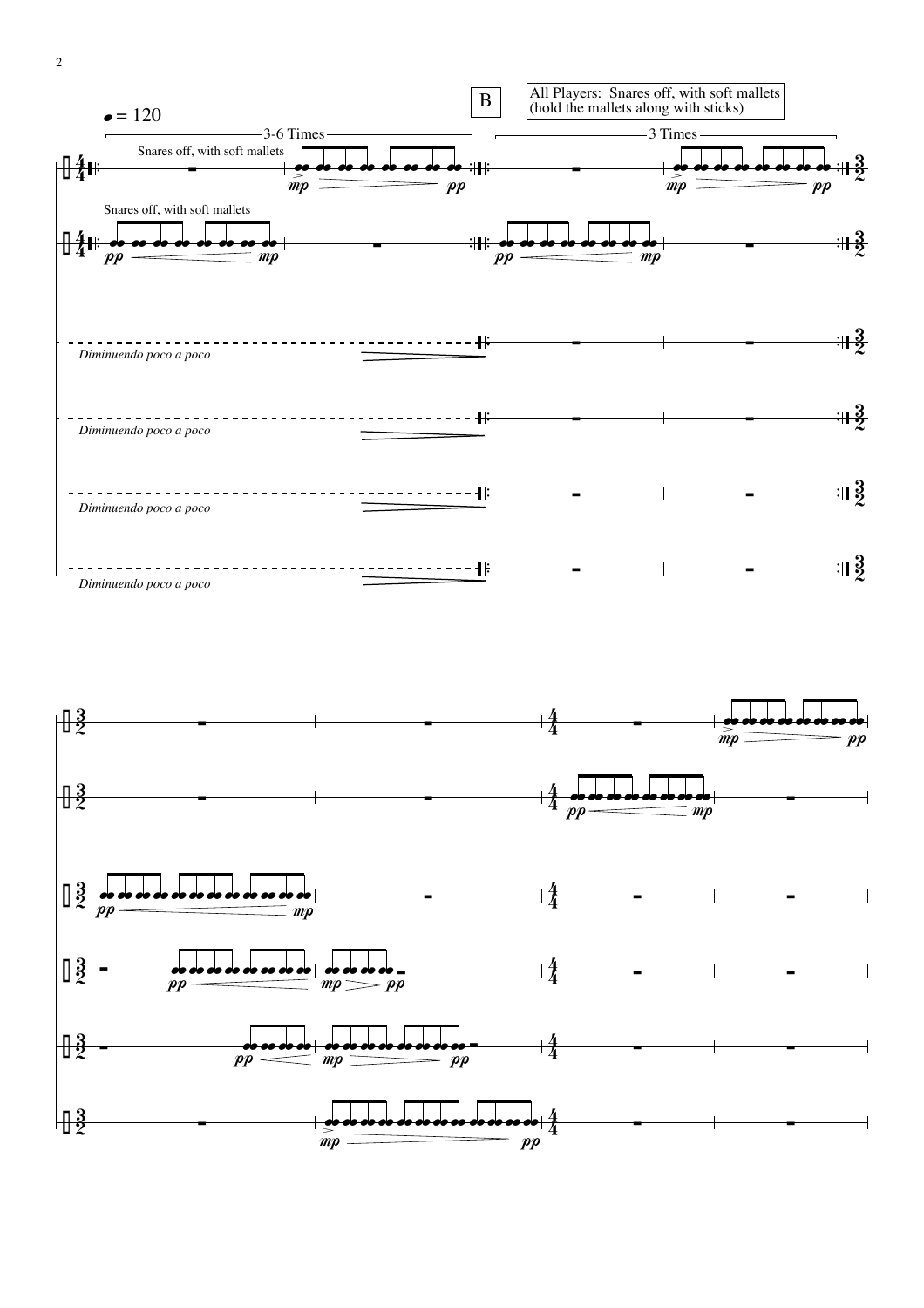♩ = 120

3-6 Times

**B**

All Players: Snares off, with soft mallets (hold the mallets along with sticks)

3 Times

Snares off, with soft mallets

Snares off, with soft mallets

*Diminuendo poco a poco*

*Diminuendo poco a poco*

*Diminuendo poco a poco*

*Diminuendo poco a poco*